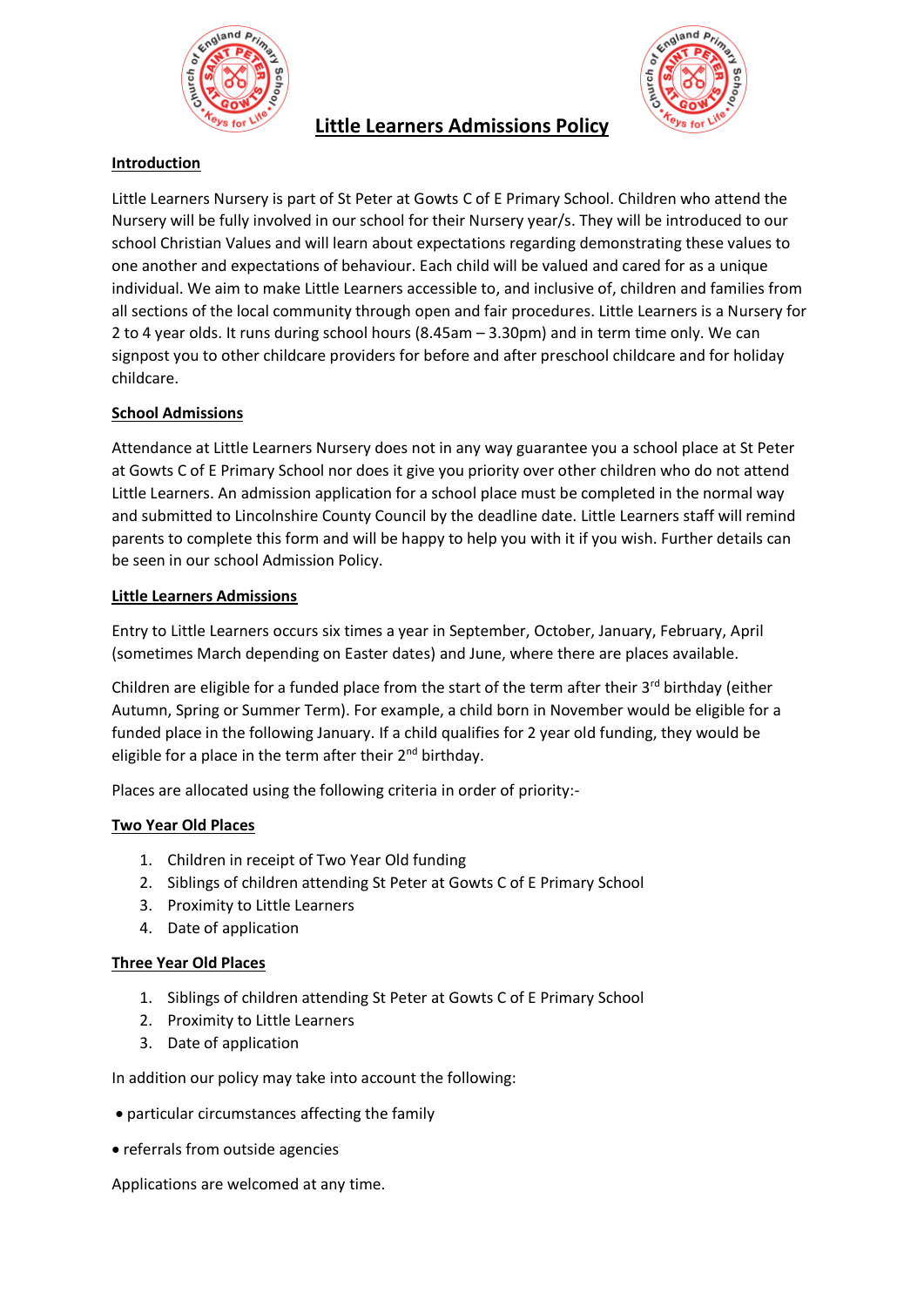# Little Learners Admissions Policy

## Introduction

Little Learners Nursery is part of St Peter at Gowts C of E Primary School. Children who attend the Nursery will be fully involved in our school for their Nursery year/s. They will be introduced to our school Christian Values and will learn about expectations regarding demonstrating these values to one another and expectations of behaviour. Each child will be valued and cared for as a unique individual. We aim to make Little Learners accessible to, and inclusive of, children and families from all sections of the local community through open and fair procedures. Little Learners is a Nursery for 2 to 4 year olds. It runs during school hours (8.45am – 3.30pm) and in term time only. We can signpost you to other childcare providers for before and after preschool childcare and for holiday childcare.

## School Admissions

Attendance at Little Learners Nursery does not in any way guarantee you a school place at St Peter at Gowts C of E Primary School nor does it give you priority over other children who do not attend Little Learners. An admission application for a school place must be completed in the normal way and submitted to Lincolnshire County Council by the deadline date. Little Learners staff will remind parents to complete this form and will be happy to help you with it if you wish. Further details can be seen in our school Admission Policy.

## Little Learners Admissions

Entry to Little Learners occurs six times a year in September, October, January, February, April (sometimes March depending on Easter dates) and June, where there are places available.

Children are eligible for a funded place from the start of the term after their 3rd birthday (either Autumn, Spring or Summer Term). For example, a child born in November would be eligible for a funded place in the following January. If a child qualifies for 2 year old funding, they would be eligible for a place in the term after their 2nd birthday.

Places are allocated using the following criteria in order of priority:-

### Two Year Old Places

1. Children in receipt of Two Year Old funding
2. Siblings of children attending St Peter at Gowts C of E Primary School
3. Proximity to Little Learners
4. Date of application

### Three Year Old Places

1. Siblings of children attending St Peter at Gowts C of E Primary School
2. Proximity to Little Learners
3. Date of application

In addition our policy may take into account the following:

- particular circumstances affecting the family
- referrals from outside agencies

Applications are welcomed at any time.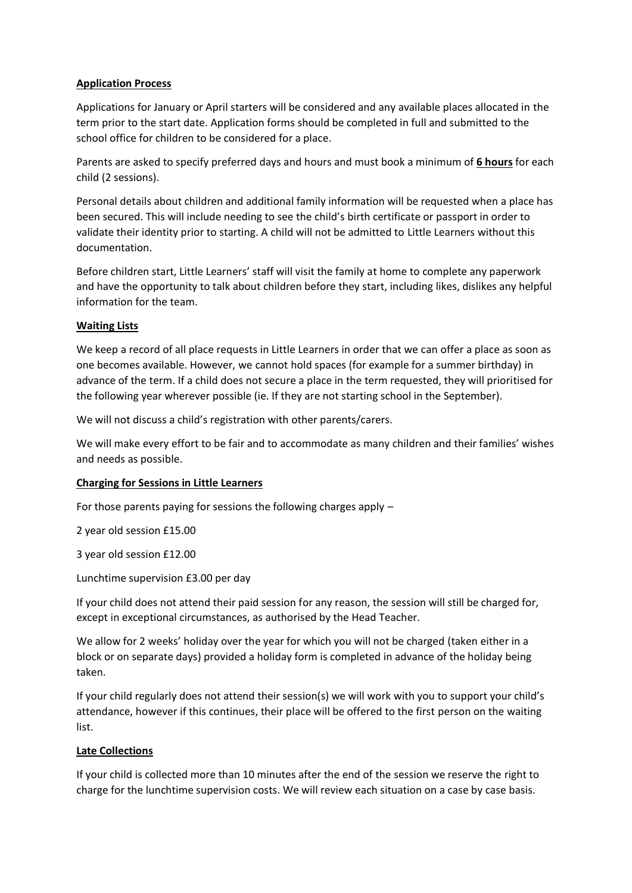**Application Process**

Applications for January or April starters will be considered and any available places allocated in the term prior to the start date. Application forms should be completed in full and submitted to the school office for children to be considered for a place.

Parents are asked to specify preferred days and hours and must book a minimum of **6 hours** for each child (2 sessions).

Personal details about children and additional family information will be requested when a place has been secured. This will include needing to see the child's birth certificate or passport in order to validate their identity prior to starting. A child will not be admitted to Little Learners without this documentation.

Before children start, Little Learners' staff will visit the family at home to complete any paperwork and have the opportunity to talk about children before they start, including likes, dislikes any helpful information for the team.

**Waiting Lists**

We keep a record of all place requests in Little Learners in order that we can offer a place as soon as one becomes available. However, we cannot hold spaces (for example for a summer birthday) in advance of the term. If a child does not secure a place in the term requested, they will prioritised for the following year wherever possible (ie. If they are not starting school in the September).

We will not discuss a child's registration with other parents/carers.

We will make every effort to be fair and to accommodate as many children and their families' wishes and needs as possible.

**Charging for Sessions in Little Learners**

For those parents paying for sessions the following charges apply –

2 year old session £15.00

3 year old session £12.00

Lunchtime supervision £3.00 per day

If your child does not attend their paid session for any reason, the session will still be charged for, except in exceptional circumstances, as authorised by the Head Teacher.

We allow for 2 weeks' holiday over the year for which you will not be charged (taken either in a block or on separate days) provided a holiday form is completed in advance of the holiday being taken.

If your child regularly does not attend their session(s) we will work with you to support your child's attendance, however if this continues, their place will be offered to the first person on the waiting list.

**Late Collections**

If your child is collected more than 10 minutes after the end of the session we reserve the right to charge for the lunchtime supervision costs. We will review each situation on a case by case basis.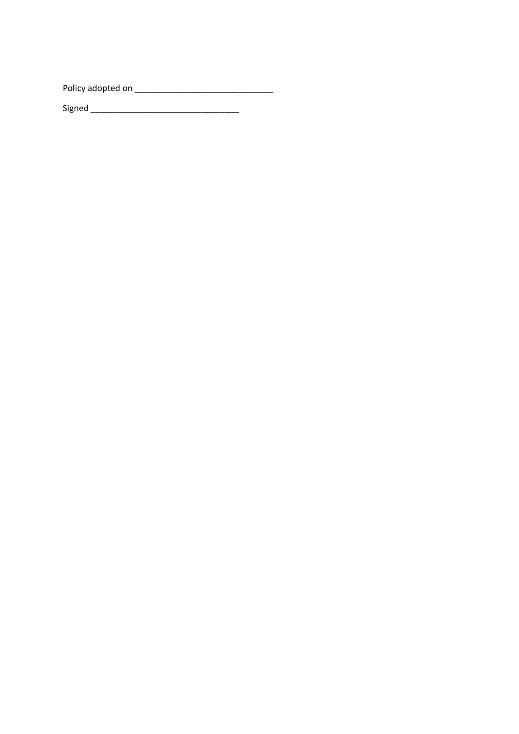Policy adopted on _____________________________

Signed _______________________________